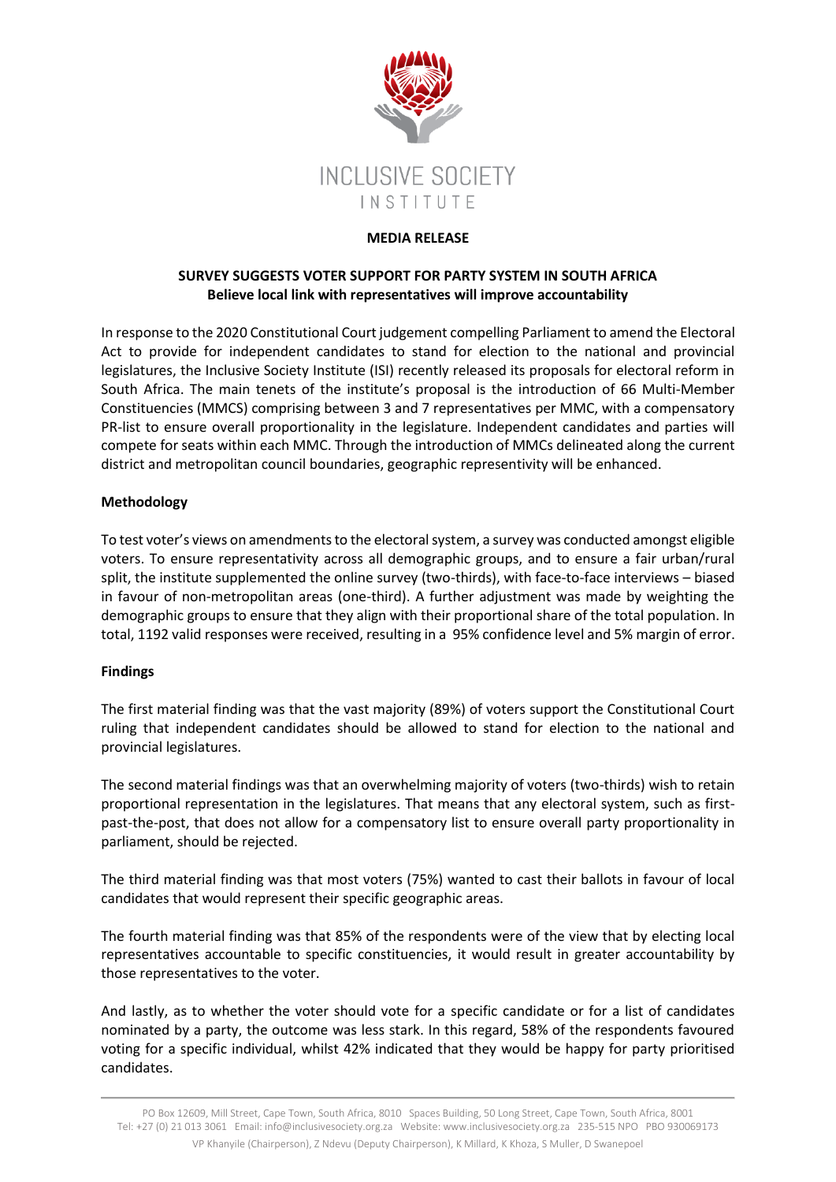INCLUSIVE SOCIETY

INSTITUTE

**MEDIA RELEASE**

**SURVEY SUGGESTS VOTER SUPPORT FOR PARTY SYSTEM IN SOUTH AFRICA**
**Believe local link with representatives will improve accountability**

In response to the 2020 Constitutional Court judgement compelling Parliament to amend the Electoral Act to provide for independent candidates to stand for election to the national and provincial legislatures, the Inclusive Society Institute (ISI) recently released its proposals for electoral reform in South Africa. The main tenets of the institute's proposal is the introduction of 66 Multi-Member Constituencies (MMCS) comprising between 3 and 7 representatives per MMC, with a compensatory PR-list to ensure overall proportionality in the legislature. Independent candidates and parties will compete for seats within each MMC. Through the introduction of MMCs delineated along the current district and metropolitan council boundaries, geographic representivity will be enhanced.

**Methodology**

To test voter's views on amendments to the electoral system, a survey was conducted amongst eligible voters. To ensure representativity across all demographic groups, and to ensure a fair urban/rural split, the institute supplemented the online survey (two-thirds), with face-to-face interviews – biased in favour of non-metropolitan areas (one-third). A further adjustment was made by weighting the demographic groups to ensure that they align with their proportional share of the total population. In total, 1192 valid responses were received, resulting in a 95% confidence level and 5% margin of error.

**Findings**

The first material finding was that the vast majority (89%) of voters support the Constitutional Court ruling that independent candidates should be allowed to stand for election to the national and provincial legislatures.

The second material findings was that an overwhelming majority of voters (two-thirds) wish to retain proportional representation in the legislatures. That means that any electoral system, such as first-past-the-post, that does not allow for a compensatory list to ensure overall party proportionality in parliament, should be rejected.

The third material finding was that most voters (75%) wanted to cast their ballots in favour of local candidates that would represent their specific geographic areas.

The fourth material finding was that 85% of the respondents were of the view that by electing local representatives accountable to specific constituencies, it would result in greater accountability by those representatives to the voter.

And lastly, as to whether the voter should vote for a specific candidate or for a list of candidates nominated by a party, the outcome was less stark. In this regard, 58% of the respondents favoured voting for a specific individual, whilst 42% indicated that they would be happy for party prioritised candidates.

PO Box 12609, Mill Street, Cape Town, South Africa, 8010 Spaces Building, 50 Long Street, Cape Town, South Africa, 8001
Tel: +27 (0) 21 013 3061 Email: info@inclusivesociety.org.za Website: www.inclusivesociety.org.za 235-515 NPO PBO 930069173
VP Khanyile (Chairperson), Z Ndevu (Deputy Chairperson), K Millard, K Khoza, S Muller, D Swanepoel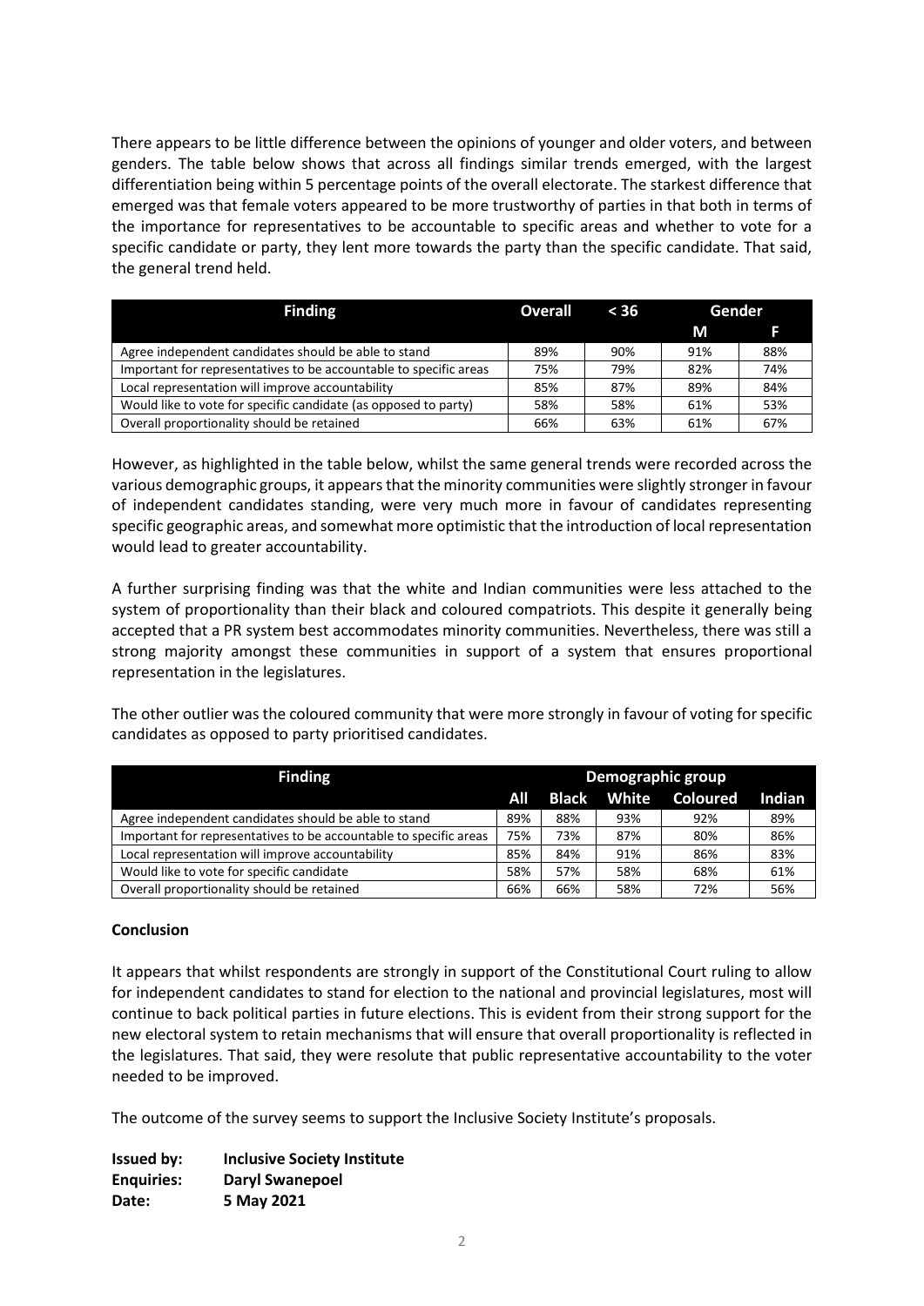There appears to be little difference between the opinions of younger and older voters, and between genders. The table below shows that across all findings similar trends emerged, with the largest differentiation being within 5 percentage points of the overall electorate. The starkest difference that emerged was that female voters appeared to be more trustworthy of parties in that both in terms of the importance for representatives to be accountable to specific areas and whether to vote for a specific candidate or party, they lent more towards the party than the specific candidate. That said, the general trend held.

| Finding | Overall | < 36 | Gender | |
|---|---|---|---|---|
| | | | M | F |
| Agree independent candidates should be able to stand | 89% | 90% | 91% | 88% |
| Important for representatives to be accountable to specific areas | 75% | 79% | 82% | 74% |
| Local representation will improve accountability | 85% | 87% | 89% | 84% |
| Would like to vote for specific candidate (as opposed to party) | 58% | 58% | 61% | 53% |
| Overall proportionality should be retained | 66% | 63% | 61% | 67% |

However, as highlighted in the table below, whilst the same general trends were recorded across the various demographic groups, it appears that the minority communities were slightly stronger in favour of independent candidates standing, were very much more in favour of candidates representing specific geographic areas, and somewhat more optimistic that the introduction of local representation would lead to greater accountability.

A further surprising finding was that the white and Indian communities were less attached to the system of proportionality than their black and coloured compatriots. This despite it generally being accepted that a PR system best accommodates minority communities. Nevertheless, there was still a strong majority amongst these communities in support of a system that ensures proportional representation in the legislatures.

The other outlier was the coloured community that were more strongly in favour of voting for specific candidates as opposed to party prioritised candidates.

| Finding | Demographic group | | | | |
|---|---|---|---|---|---|
| | All | Black | White | Coloured | Indian |
| Agree independent candidates should be able to stand | 89% | 88% | 93% | 92% | 89% |
| Important for representatives to be accountable to specific areas | 75% | 73% | 87% | 80% | 86% |
| Local representation will improve accountability | 85% | 84% | 91% | 86% | 83% |
| Would like to vote for specific candidate | 58% | 57% | 58% | 68% | 61% |
| Overall proportionality should be retained | 66% | 66% | 58% | 72% | 56% |

**Conclusion**

It appears that whilst respondents are strongly in support of the Constitutional Court ruling to allow for independent candidates to stand for election to the national and provincial legislatures, most will continue to back political parties in future elections. This is evident from their strong support for the new electoral system to retain mechanisms that will ensure that overall proportionality is reflected in the legislatures. That said, they were resolute that public representative accountability to the voter needed to be improved.

The outcome of the survey seems to support the Inclusive Society Institute's proposals.

**Issued by:** **Inclusive Society Institute**
**Enquiries:** **Daryl Swanepoel**
**Date:** **5 May 2021**